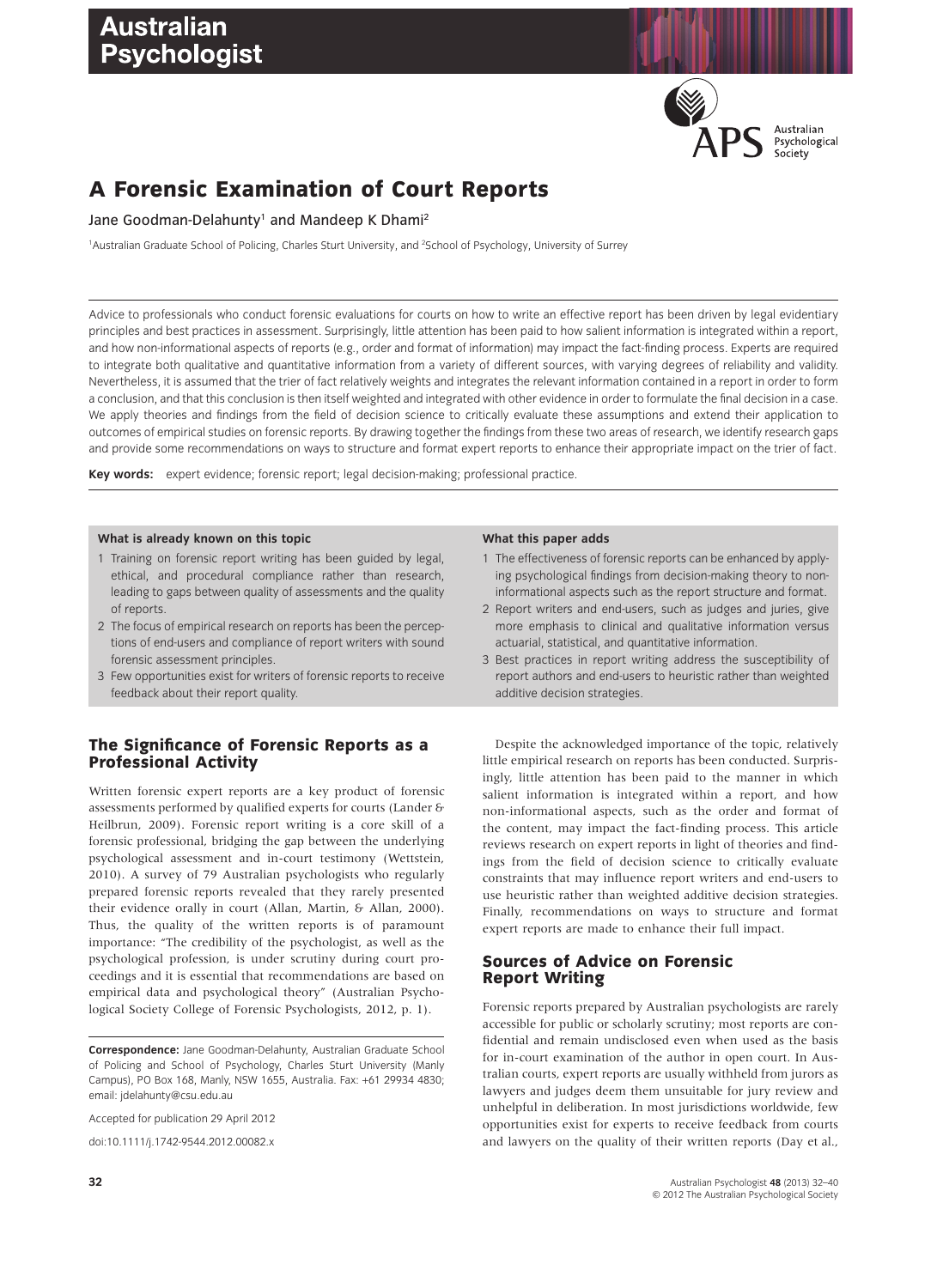# A Forensic Examination of Court Reports

Jane Goodman-Delahunty[1] and Mandeep K Dhami[2]

[1]Australian Graduate School of Policing, Charles Sturt University, and [2]School of Psychology, University of Surrey

Advice to professionals who conduct forensic evaluations for courts on how to write an effective report has been driven by legal evidentiary principles and best practices in assessment. Surprisingly, little attention has been paid to how salient information is integrated within a report, and how non-informational aspects of reports (e.g., order and format of information) may impact the fact-finding process. Experts are required to integrate both qualitative and quantitative information from a variety of different sources, with varying degrees of reliability and validity. Nevertheless, it is assumed that the trier of fact relatively weights and integrates the relevant information contained in a report in order to form a conclusion, and that this conclusion is then itself weighted and integrated with other evidence in order to formulate the final decision in a case. We apply theories and findings from the field of decision science to critically evaluate these assumptions and extend their application to outcomes of empirical studies on forensic reports. By drawing together the findings from these two areas of research, we identify research gaps and provide some recommendations on ways to structure and format expert reports to enhance their appropriate impact on the trier of fact.

**Key words:** expert evidence; forensic report; legal decision-making; professional practice.

**What is already known on this topic**

1. Training on forensic report writing has been guided by legal, ethical, and procedural compliance rather than research, leading to gaps between quality of assessments and the quality of reports.
2. The focus of empirical research on reports has been the perceptions of end-users and compliance of report writers with sound forensic assessment principles.
3. Few opportunities exist for writers of forensic reports to receive feedback about their report quality.

**What this paper adds**

1. The effectiveness of forensic reports can be enhanced by applying psychological findings from decision-making theory to non-informational aspects such as the report structure and format.
2. Report writers and end-users, such as judges and juries, give more emphasis to clinical and qualitative information versus actuarial, statistical, and quantitative information.
3. Best practices in report writing address the susceptibility of report authors and end-users to heuristic rather than weighted additive decision strategies.

## The Significance of Forensic Reports as a Professional Activity

Written forensic expert reports are a key product of forensic assessments performed by qualified experts for courts (Lander & Heilbrun, 2009). Forensic report writing is a core skill of a forensic professional, bridging the gap between the underlying psychological assessment and in-court testimony (Wettstein, 2010). A survey of 79 Australian psychologists who regularly prepared forensic reports revealed that they rarely presented their evidence orally in court (Allan, Martin, & Allan, 2000). Thus, the quality of the written reports is of paramount importance: "The credibility of the psychologist, as well as the psychological profession, is under scrutiny during court proceedings and it is essential that recommendations are based on empirical data and psychological theory" (Australian Psychological Society College of Forensic Psychologists, 2012, p. 1).

**Correspondence:** Jane Goodman-Delahunty, Australian Graduate School of Policing and School of Psychology, Charles Sturt University (Manly Campus), PO Box 168, Manly, NSW 1655, Australia. Fax: +61 29934 4830; email: jdelahunty@csu.edu.au

Accepted for publication 29 April 2012

doi:10.1111/j.1742-9544.2012.00082.x

Despite the acknowledged importance of the topic, relatively little empirical research on reports has been conducted. Surprisingly, little attention has been paid to the manner in which salient information is integrated within a report, and how non-informational aspects, such as the order and format of the content, may impact the fact-finding process. This article reviews research on expert reports in light of theories and findings from the field of decision science to critically evaluate constraints that may influence report writers and end-users to use heuristic rather than weighted additive decision strategies. Finally, recommendations on ways to structure and format expert reports are made to enhance their full impact.

## Sources of Advice on Forensic Report Writing

Forensic reports prepared by Australian psychologists are rarely accessible for public or scholarly scrutiny; most reports are confidential and remain undisclosed even when used as the basis for in-court examination of the author in open court. In Australian courts, expert reports are usually withheld from jurors as lawyers and judges deem them unsuitable for jury review and unhelpful in deliberation. In most jurisdictions worldwide, few opportunities exist for experts to receive feedback from courts and lawyers on the quality of their written reports (Day et al.,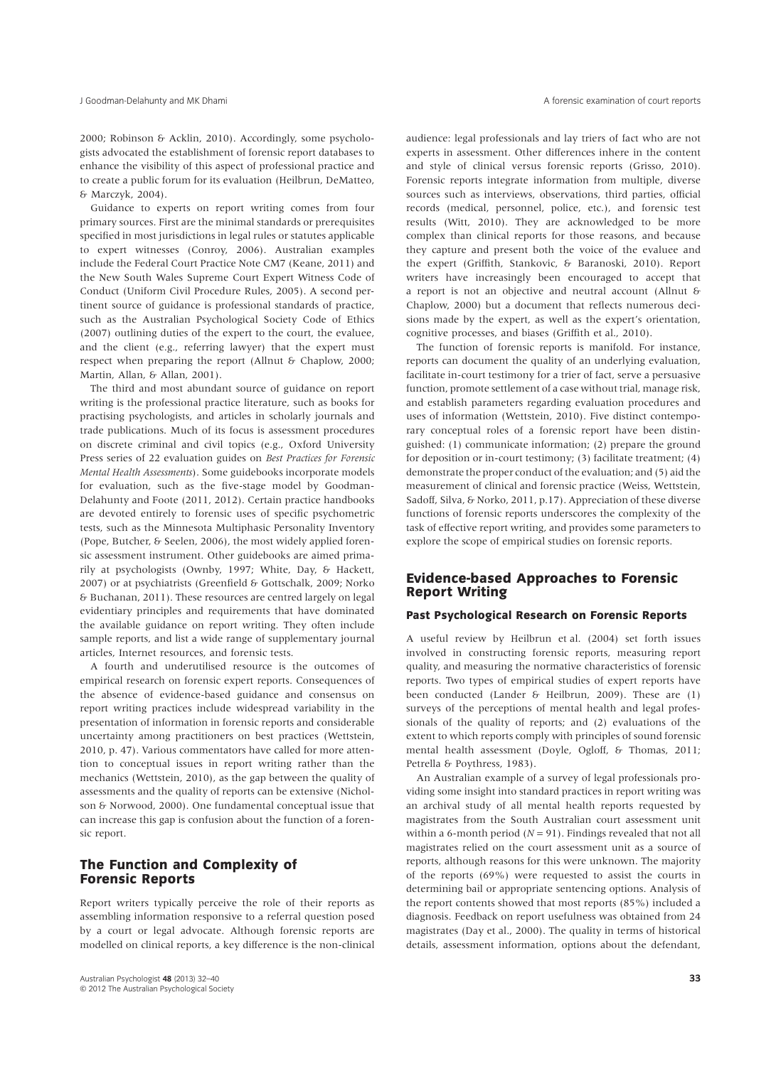2000; Robinson & Acklin, 2010). Accordingly, some psychologists advocated the establishment of forensic report databases to enhance the visibility of this aspect of professional practice and to create a public forum for its evaluation (Heilbrun, DeMatteo, & Marczyk, 2004).

Guidance to experts on report writing comes from four primary sources. First are the minimal standards or prerequisites specified in most jurisdictions in legal rules or statutes applicable to expert witnesses (Conroy, 2006). Australian examples include the Federal Court Practice Note CM7 (Keane, 2011) and the New South Wales Supreme Court Expert Witness Code of Conduct (Uniform Civil Procedure Rules, 2005). A second pertinent source of guidance is professional standards of practice, such as the Australian Psychological Society Code of Ethics (2007) outlining duties of the expert to the court, the evaluee, and the client (e.g., referring lawyer) that the expert must respect when preparing the report (Allnut & Chaplow, 2000; Martin, Allan, & Allan, 2001).

The third and most abundant source of guidance on report writing is the professional practice literature, such as books for practising psychologists, and articles in scholarly journals and trade publications. Much of its focus is assessment procedures on discrete criminal and civil topics (e.g., Oxford University Press series of 22 evaluation guides on *Best Practices for Forensic Mental Health Assessments*). Some guidebooks incorporate models for evaluation, such as the five-stage model by Goodman-Delahunty and Foote (2011, 2012). Certain practice handbooks are devoted entirely to forensic uses of specific psychometric tests, such as the Minnesota Multiphasic Personality Inventory (Pope, Butcher, & Seelen, 2006), the most widely applied forensic assessment instrument. Other guidebooks are aimed primarily at psychologists (Ownby, 1997; White, Day, & Hackett, 2007) or at psychiatrists (Greenfield & Gottschalk, 2009; Norko & Buchanan, 2011). These resources are centred largely on legal evidentiary principles and requirements that have dominated the available guidance on report writing. They often include sample reports, and list a wide range of supplementary journal articles, Internet resources, and forensic tests.

A fourth and underutilised resource is the outcomes of empirical research on forensic expert reports. Consequences of the absence of evidence-based guidance and consensus on report writing practices include widespread variability in the presentation of information in forensic reports and considerable uncertainty among practitioners on best practices (Wettstein, 2010, p. 47). Various commentators have called for more attention to conceptual issues in report writing rather than the mechanics (Wettstein, 2010), as the gap between the quality of assessments and the quality of reports can be extensive (Nicholson & Norwood, 2000). One fundamental conceptual issue that can increase this gap is confusion about the function of a forensic report.

## The Function and Complexity of Forensic Reports

Report writers typically perceive the role of their reports as assembling information responsive to a referral question posed by a court or legal advocate. Although forensic reports are modelled on clinical reports, a key difference is the non-clinical audience: legal professionals and lay triers of fact who are not experts in assessment. Other differences inhere in the content and style of clinical versus forensic reports (Grisso, 2010). Forensic reports integrate information from multiple, diverse sources such as interviews, observations, third parties, official records (medical, personnel, police, etc.), and forensic test results (Witt, 2010). They are acknowledged to be more complex than clinical reports for those reasons, and because they capture and present both the voice of the evaluee and the expert (Griffith, Stankovic, & Baranoski, 2010). Report writers have increasingly been encouraged to accept that a report is not an objective and neutral account (Allnut & Chaplow, 2000) but a document that reflects numerous decisions made by the expert, as well as the expert's orientation, cognitive processes, and biases (Griffith et al., 2010).

The function of forensic reports is manifold. For instance, reports can document the quality of an underlying evaluation, facilitate in-court testimony for a trier of fact, serve a persuasive function, promote settlement of a case without trial, manage risk, and establish parameters regarding evaluation procedures and uses of information (Wettstein, 2010). Five distinct contemporary conceptual roles of a forensic report have been distinguished: (1) communicate information; (2) prepare the ground for deposition or in-court testimony; (3) facilitate treatment; (4) demonstrate the proper conduct of the evaluation; and (5) aid the measurement of clinical and forensic practice (Weiss, Wettstein, Sadoff, Silva, & Norko, 2011, p.17). Appreciation of these diverse functions of forensic reports underscores the complexity of the task of effective report writing, and provides some parameters to explore the scope of empirical studies on forensic reports.

## Evidence-based Approaches to Forensic Report Writing

### Past Psychological Research on Forensic Reports

A useful review by Heilbrun et al. (2004) set forth issues involved in constructing forensic reports, measuring report quality, and measuring the normative characteristics of forensic reports. Two types of empirical studies of expert reports have been conducted (Lander & Heilbrun, 2009). These are (1) surveys of the perceptions of mental health and legal professionals of the quality of reports; and (2) evaluations of the extent to which reports comply with principles of sound forensic mental health assessment (Doyle, Ogloff, & Thomas, 2011; Petrella & Poythress, 1983).

An Australian example of a survey of legal professionals providing some insight into standard practices in report writing was an archival study of all mental health reports requested by magistrates from the South Australian court assessment unit within a 6-month period ($N = 91$). Findings revealed that not all magistrates relied on the court assessment unit as a source of reports, although reasons for this were unknown. The majority of the reports (69%) were requested to assist the courts in determining bail or appropriate sentencing options. Analysis of the report contents showed that most reports (85%) included a diagnosis. Feedback on report usefulness was obtained from 24 magistrates (Day et al., 2000). The quality in terms of historical details, assessment information, options about the defendant,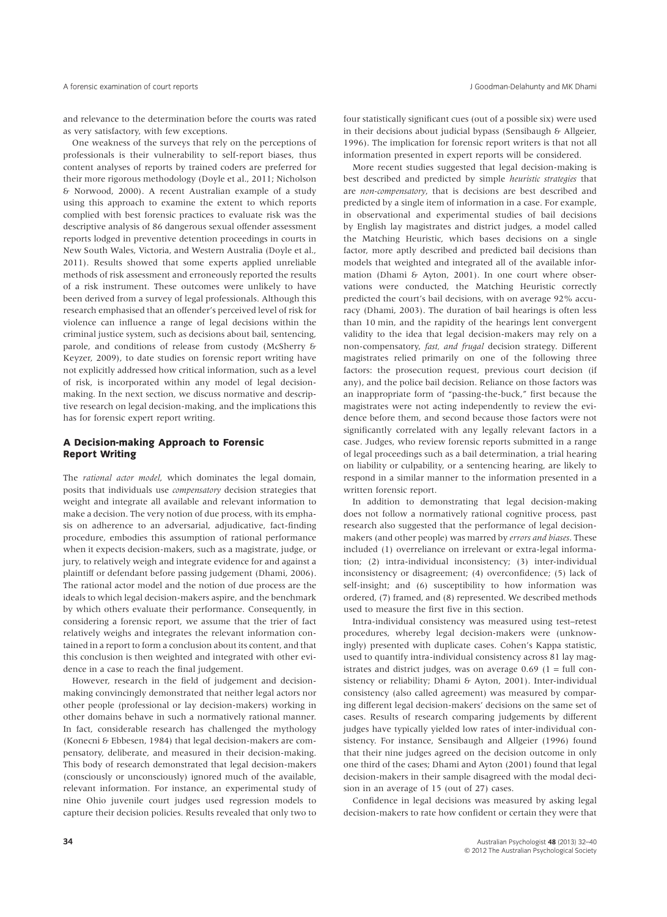and relevance to the determination before the courts was rated as very satisfactory, with few exceptions.

One weakness of the surveys that rely on the perceptions of professionals is their vulnerability to self-report biases, thus content analyses of reports by trained coders are preferred for their more rigorous methodology (Doyle et al., 2011; Nicholson & Norwood, 2000). A recent Australian example of a study using this approach to examine the extent to which reports complied with best forensic practices to evaluate risk was the descriptive analysis of 86 dangerous sexual offender assessment reports lodged in preventive detention proceedings in courts in New South Wales, Victoria, and Western Australia (Doyle et al., 2011). Results showed that some experts applied unreliable methods of risk assessment and erroneously reported the results of a risk instrument. These outcomes were unlikely to have been derived from a survey of legal professionals. Although this research emphasised that an offender's perceived level of risk for violence can influence a range of legal decisions within the criminal justice system, such as decisions about bail, sentencing, parole, and conditions of release from custody (McSherry & Keyzer, 2009), to date studies on forensic report writing have not explicitly addressed how critical information, such as a level of risk, is incorporated within any model of legal decision-making. In the next section, we discuss normative and descriptive research on legal decision-making, and the implications this has for forensic expert report writing.

## A Decision-making Approach to Forensic Report Writing

The *rational actor model*, which dominates the legal domain, posits that individuals use *compensatory* decision strategies that weight and integrate all available and relevant information to make a decision. The very notion of due process, with its emphasis on adherence to an adversarial, adjudicative, fact-finding procedure, embodies this assumption of rational performance when it expects decision-makers, such as a magistrate, judge, or jury, to relatively weigh and integrate evidence for and against a plaintiff or defendant before passing judgement (Dhami, 2006). The rational actor model and the notion of due process are the ideals to which legal decision-makers aspire, and the benchmark by which others evaluate their performance. Consequently, in considering a forensic report, we assume that the trier of fact relatively weighs and integrates the relevant information contained in a report to form a conclusion about its content, and that this conclusion is then weighted and integrated with other evidence in a case to reach the final judgement.

However, research in the field of judgement and decision-making convincingly demonstrated that neither legal actors nor other people (professional or lay decision-makers) working in other domains behave in such a normatively rational manner. In fact, considerable research has challenged the mythology (Konecni & Ebbesen, 1984) that legal decision-makers are compensatory, deliberate, and measured in their decision-making. This body of research demonstrated that legal decision-makers (consciously or unconsciously) ignored much of the available, relevant information. For instance, an experimental study of nine Ohio juvenile court judges used regression models to capture their decision policies. Results revealed that only two to four statistically significant cues (out of a possible six) were used in their decisions about judicial bypass (Sensibaugh & Allgeier, 1996). The implication for forensic report writers is that not all information presented in expert reports will be considered.

More recent studies suggested that legal decision-making is best described and predicted by simple *heuristic strategies* that are *non-compensatory*, that is decisions are best described and predicted by a single item of information in a case. For example, in observational and experimental studies of bail decisions by English lay magistrates and district judges, a model called the Matching Heuristic, which bases decisions on a single factor, more aptly described and predicted bail decisions than models that weighted and integrated all of the available information (Dhami & Ayton, 2001). In one court where observations were conducted, the Matching Heuristic correctly predicted the court's bail decisions, with on average 92% accuracy (Dhami, 2003). The duration of bail hearings is often less than 10 min, and the rapidity of the hearings lent convergent validity to the idea that legal decision-makers may rely on a non-compensatory, *fast, and frugal* decision strategy. Different magistrates relied primarily on one of the following three factors: the prosecution request, previous court decision (if any), and the police bail decision. Reliance on those factors was an inappropriate form of "passing-the-buck," first because the magistrates were not acting independently to review the evidence before them, and second because those factors were not significantly correlated with any legally relevant factors in a case. Judges, who review forensic reports submitted in a range of legal proceedings such as a bail determination, a trial hearing on liability or culpability, or a sentencing hearing, are likely to respond in a similar manner to the information presented in a written forensic report.

In addition to demonstrating that legal decision-making does not follow a normatively rational cognitive process, past research also suggested that the performance of legal decision-makers (and other people) was marred by *errors and biases*. These included (1) overreliance on irrelevant or extra-legal information; (2) intra-individual inconsistency; (3) inter-individual inconsistency or disagreement; (4) overconfidence; (5) lack of self-insight; and (6) susceptibility to how information was ordered, (7) framed, and (8) represented. We described methods used to measure the first five in this section.

Intra-individual consistency was measured using test–retest procedures, whereby legal decision-makers were (unknowingly) presented with duplicate cases. Cohen's Kappa statistic, used to quantify intra-individual consistency across 81 lay magistrates and district judges, was on average 0.69 (1 = full consistency or reliability; Dhami & Ayton, 2001). Inter-individual consistency (also called agreement) was measured by comparing different legal decision-makers' decisions on the same set of cases. Results of research comparing judgements by different judges have typically yielded low rates of inter-individual consistency. For instance, Sensibaugh and Allgeier (1996) found that their nine judges agreed on the decision outcome in only one third of the cases; Dhami and Ayton (2001) found that legal decision-makers in their sample disagreed with the modal decision in an average of 15 (out of 27) cases.

Confidence in legal decisions was measured by asking legal decision-makers to rate how confident or certain they were that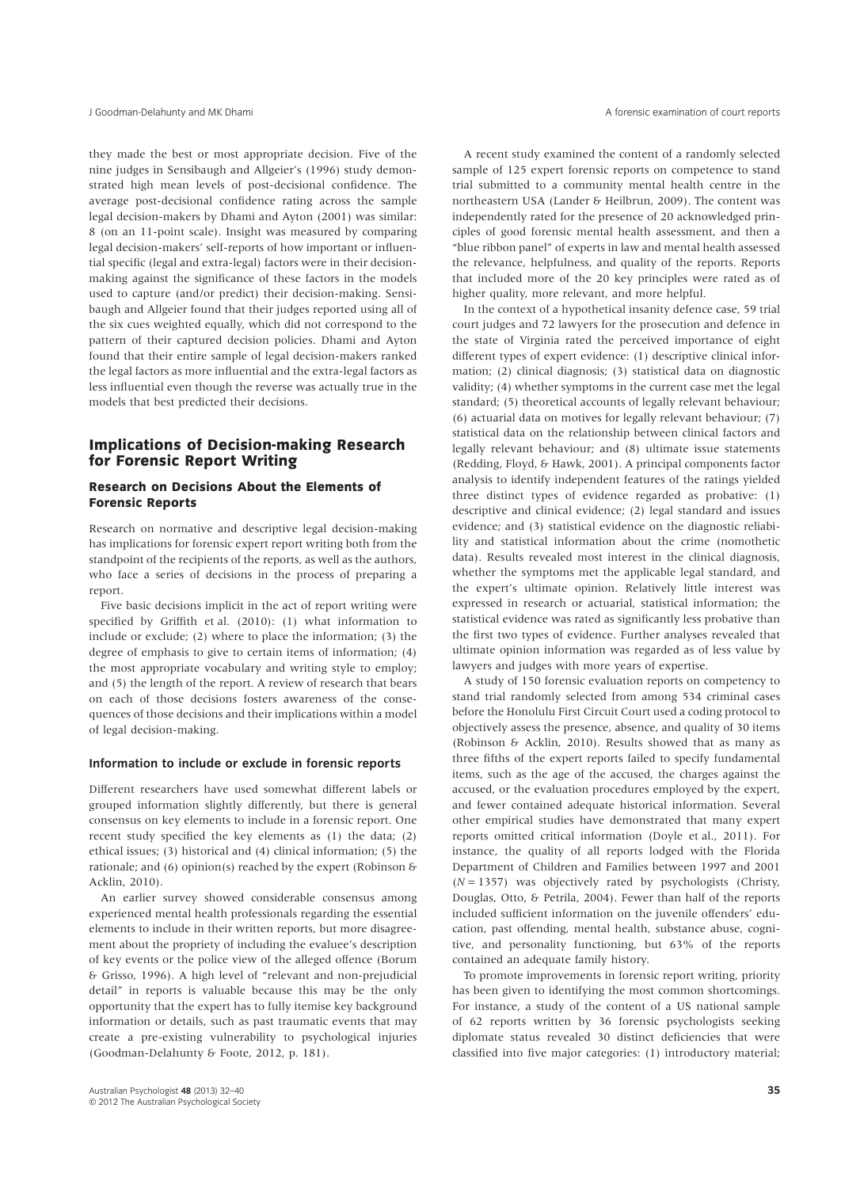they made the best or most appropriate decision. Five of the nine judges in Sensibaugh and Allgeier's (1996) study demonstrated high mean levels of post-decisional confidence. The average post-decisional confidence rating across the sample legal decision-makers by Dhami and Ayton (2001) was similar: 8 (on an 11-point scale). Insight was measured by comparing legal decision-makers' self-reports of how important or influential specific (legal and extra-legal) factors were in their decision-making against the significance of these factors in the models used to capture (and/or predict) their decision-making. Sensibaugh and Allgeier found that their judges reported using all of the six cues weighted equally, which did not correspond to the pattern of their captured decision policies. Dhami and Ayton found that their entire sample of legal decision-makers ranked the legal factors as more influential and the extra-legal factors as less influential even though the reverse was actually true in the models that best predicted their decisions.

## Implications of Decision-making Research for Forensic Report Writing

### Research on Decisions About the Elements of Forensic Reports

Research on normative and descriptive legal decision-making has implications for forensic expert report writing both from the standpoint of the recipients of the reports, as well as the authors, who face a series of decisions in the process of preparing a report.

Five basic decisions implicit in the act of report writing were specified by Griffith et al. (2010): (1) what information to include or exclude; (2) where to place the information; (3) the degree of emphasis to give to certain items of information; (4) the most appropriate vocabulary and writing style to employ; and (5) the length of the report. A review of research that bears on each of those decisions fosters awareness of the consequences of those decisions and their implications within a model of legal decision-making.

#### Information to include or exclude in forensic reports

Different researchers have used somewhat different labels or grouped information slightly differently, but there is general consensus on key elements to include in a forensic report. One recent study specified the key elements as (1) the data; (2) ethical issues; (3) historical and (4) clinical information; (5) the rationale; and (6) opinion(s) reached by the expert (Robinson & Acklin, 2010).

An earlier survey showed considerable consensus among experienced mental health professionals regarding the essential elements to include in their written reports, but more disagreement about the propriety of including the evaluee's description of key events or the police view of the alleged offence (Borum & Grisso, 1996). A high level of "relevant and non-prejudicial detail" in reports is valuable because this may be the only opportunity that the expert has to fully itemise key background information or details, such as past traumatic events that may create a pre-existing vulnerability to psychological injuries (Goodman-Delahunty & Foote, 2012, p. 181).

A recent study examined the content of a randomly selected sample of 125 expert forensic reports on competence to stand trial submitted to a community mental health centre in the northeastern USA (Lander & Heilbrun, 2009). The content was independently rated for the presence of 20 acknowledged principles of good forensic mental health assessment, and then a "blue ribbon panel" of experts in law and mental health assessed the relevance, helpfulness, and quality of the reports. Reports that included more of the 20 key principles were rated as of higher quality, more relevant, and more helpful.

In the context of a hypothetical insanity defence case, 59 trial court judges and 72 lawyers for the prosecution and defence in the state of Virginia rated the perceived importance of eight different types of expert evidence: (1) descriptive clinical information; (2) clinical diagnosis; (3) statistical data on diagnostic validity; (4) whether symptoms in the current case met the legal standard; (5) theoretical accounts of legally relevant behaviour; (6) actuarial data on motives for legally relevant behaviour; (7) statistical data on the relationship between clinical factors and legally relevant behaviour; and (8) ultimate issue statements (Redding, Floyd, & Hawk, 2001). A principal components factor analysis to identify independent features of the ratings yielded three distinct types of evidence regarded as probative: (1) descriptive and clinical evidence; (2) legal standard and issues evidence; and (3) statistical evidence on the diagnostic reliability and statistical information about the crime (nomothetic data). Results revealed most interest in the clinical diagnosis, whether the symptoms met the applicable legal standard, and the expert's ultimate opinion. Relatively little interest was expressed in research or actuarial, statistical information; the statistical evidence was rated as significantly less probative than the first two types of evidence. Further analyses revealed that ultimate opinion information was regarded as of less value by lawyers and judges with more years of expertise.

A study of 150 forensic evaluation reports on competency to stand trial randomly selected from among 534 criminal cases before the Honolulu First Circuit Court used a coding protocol to objectively assess the presence, absence, and quality of 30 items (Robinson & Acklin, 2010). Results showed that as many as three fifths of the expert reports failed to specify fundamental items, such as the age of the accused, the charges against the accused, or the evaluation procedures employed by the expert, and fewer contained adequate historical information. Several other empirical studies have demonstrated that many expert reports omitted critical information (Doyle et al., 2011). For instance, the quality of all reports lodged with the Florida Department of Children and Families between 1997 and 2001 ($N = 1357$) was objectively rated by psychologists (Christy, Douglas, Otto, & Petrila, 2004). Fewer than half of the reports included sufficient information on the juvenile offenders' education, past offending, mental health, substance abuse, cognitive, and personality functioning, but 63% of the reports contained an adequate family history.

To promote improvements in forensic report writing, priority has been given to identifying the most common shortcomings. For instance, a study of the content of a US national sample of 62 reports written by 36 forensic psychologists seeking diplomate status revealed 30 distinct deficiencies that were classified into five major categories: (1) introductory material;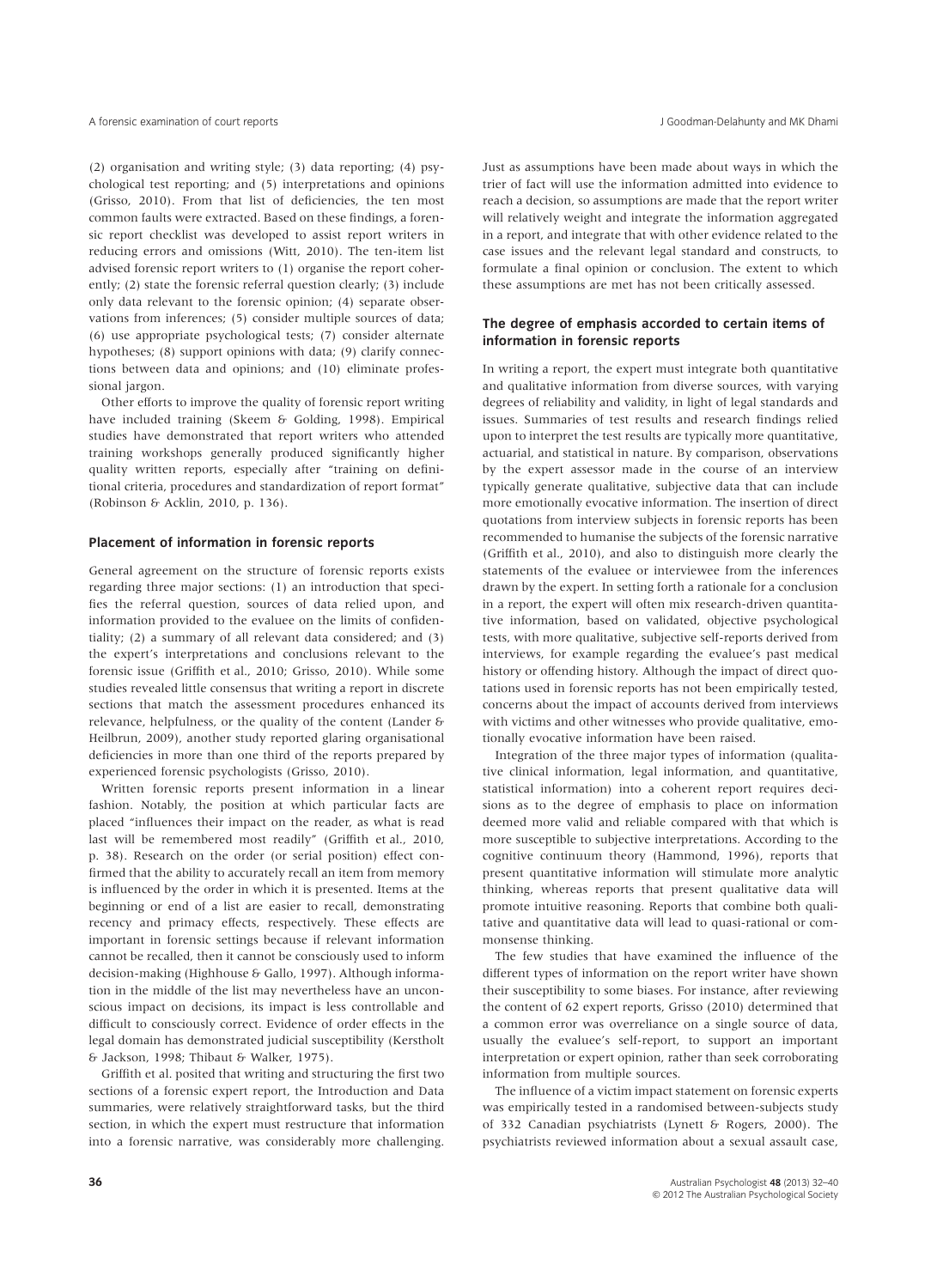(2) organisation and writing style; (3) data reporting; (4) psychological test reporting; and (5) interpretations and opinions (Grisso, 2010). From that list of deficiencies, the ten most common faults were extracted. Based on these findings, a forensic report checklist was developed to assist report writers in reducing errors and omissions (Witt, 2010). The ten-item list advised forensic report writers to (1) organise the report coherently; (2) state the forensic referral question clearly; (3) include only data relevant to the forensic opinion; (4) separate observations from inferences; (5) consider multiple sources of data; (6) use appropriate psychological tests; (7) consider alternate hypotheses; (8) support opinions with data; (9) clarify connections between data and opinions; and (10) eliminate professional jargon.

Other efforts to improve the quality of forensic report writing have included training (Skeem & Golding, 1998). Empirical studies have demonstrated that report writers who attended training workshops generally produced significantly higher quality written reports, especially after "training on definitional criteria, procedures and standardization of report format" (Robinson & Acklin, 2010, p. 136).

### Placement of information in forensic reports

General agreement on the structure of forensic reports exists regarding three major sections: (1) an introduction that specifies the referral question, sources of data relied upon, and information provided to the evaluee on the limits of confidentiality; (2) a summary of all relevant data considered; and (3) the expert's interpretations and conclusions relevant to the forensic issue (Griffith et al., 2010; Grisso, 2010). While some studies revealed little consensus that writing a report in discrete sections that match the assessment procedures enhanced its relevance, helpfulness, or the quality of the content (Lander & Heilbrun, 2009), another study reported glaring organisational deficiencies in more than one third of the reports prepared by experienced forensic psychologists (Grisso, 2010).

Written forensic reports present information in a linear fashion. Notably, the position at which particular facts are placed "influences their impact on the reader, as what is read last will be remembered most readily" (Griffith et al., 2010, p. 38). Research on the order (or serial position) effect confirmed that the ability to accurately recall an item from memory is influenced by the order in which it is presented. Items at the beginning or end of a list are easier to recall, demonstrating recency and primacy effects, respectively. These effects are important in forensic settings because if relevant information cannot be recalled, then it cannot be consciously used to inform decision-making (Highhouse & Gallo, 1997). Although information in the middle of the list may nevertheless have an unconscious impact on decisions, its impact is less controllable and difficult to consciously correct. Evidence of order effects in the legal domain has demonstrated judicial susceptibility (Kerstholt & Jackson, 1998; Thibaut & Walker, 1975).

Griffith et al. posited that writing and structuring the first two sections of a forensic expert report, the Introduction and Data summaries, were relatively straightforward tasks, but the third section, in which the expert must restructure that information into a forensic narrative, was considerably more challenging. Just as assumptions have been made about ways in which the trier of fact will use the information admitted into evidence to reach a decision, so assumptions are made that the report writer will relatively weight and integrate the information aggregated in a report, and integrate that with other evidence related to the case issues and the relevant legal standard and constructs, to formulate a final opinion or conclusion. The extent to which these assumptions are met has not been critically assessed.

### The degree of emphasis accorded to certain items of information in forensic reports

In writing a report, the expert must integrate both quantitative and qualitative information from diverse sources, with varying degrees of reliability and validity, in light of legal standards and issues. Summaries of test results and research findings relied upon to interpret the test results are typically more quantitative, actuarial, and statistical in nature. By comparison, observations by the expert assessor made in the course of an interview typically generate qualitative, subjective data that can include more emotionally evocative information. The insertion of direct quotations from interview subjects in forensic reports has been recommended to humanise the subjects of the forensic narrative (Griffith et al., 2010), and also to distinguish more clearly the statements of the evaluee or interviewee from the inferences drawn by the expert. In setting forth a rationale for a conclusion in a report, the expert will often mix research-driven quantitative information, based on validated, objective psychological tests, with more qualitative, subjective self-reports derived from interviews, for example regarding the evaluee's past medical history or offending history. Although the impact of direct quotations used in forensic reports has not been empirically tested, concerns about the impact of accounts derived from interviews with victims and other witnesses who provide qualitative, emotionally evocative information have been raised.

Integration of the three major types of information (qualitative clinical information, legal information, and quantitative, statistical information) into a coherent report requires decisions as to the degree of emphasis to place on information deemed more valid and reliable compared with that which is more susceptible to subjective interpretations. According to the cognitive continuum theory (Hammond, 1996), reports that present quantitative information will stimulate more analytic thinking, whereas reports that present qualitative data will promote intuitive reasoning. Reports that combine both qualitative and quantitative data will lead to quasi-rational or commonsense thinking.

The few studies that have examined the influence of the different types of information on the report writer have shown their susceptibility to some biases. For instance, after reviewing the content of 62 expert reports, Grisso (2010) determined that a common error was overreliance on a single source of data, usually the evaluee's self-report, to support an important interpretation or expert opinion, rather than seek corroborating information from multiple sources.

The influence of a victim impact statement on forensic experts was empirically tested in a randomised between-subjects study of 332 Canadian psychiatrists (Lynett & Rogers, 2000). The psychiatrists reviewed information about a sexual assault case,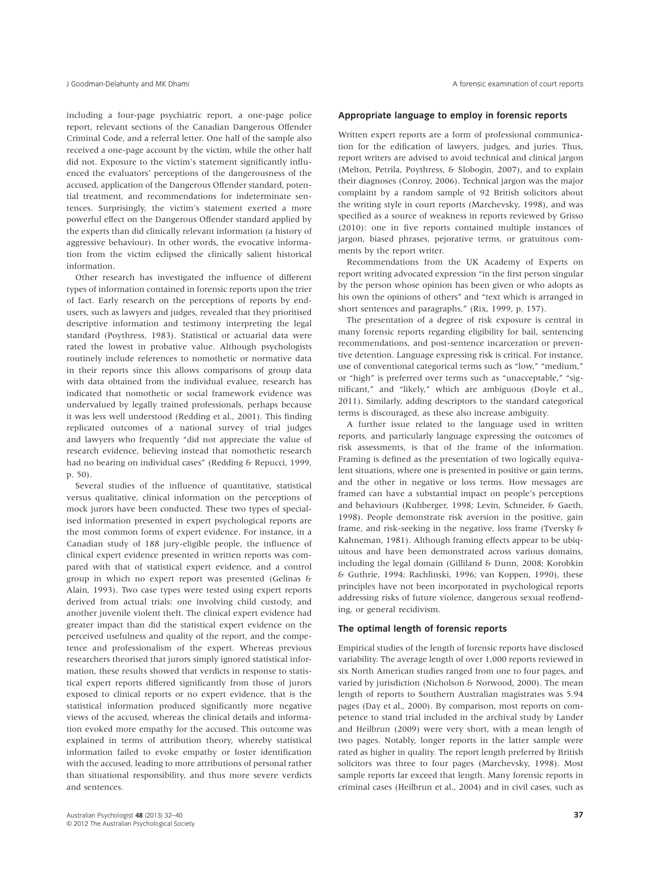including a four-page psychiatric report, a one-page police report, relevant sections of the Canadian Dangerous Offender Criminal Code, and a referral letter. One half of the sample also received a one-page account by the victim, while the other half did not. Exposure to the victim's statement significantly influenced the evaluators' perceptions of the dangerousness of the accused, application of the Dangerous Offender standard, potential treatment, and recommendations for indeterminate sentences. Surprisingly, the victim's statement exerted a more powerful effect on the Dangerous Offender standard applied by the experts than did clinically relevant information (a history of aggressive behaviour). In other words, the evocative information from the victim eclipsed the clinically salient historical information.

Other research has investigated the influence of different types of information contained in forensic reports upon the trier of fact. Early research on the perceptions of reports by end-users, such as lawyers and judges, revealed that they prioritised descriptive information and testimony interpreting the legal standard (Poythress, 1983). Statistical or actuarial data were rated the lowest in probative value. Although psychologists routinely include references to nomothetic or normative data in their reports since this allows comparisons of group data with data obtained from the individual evaluee, research has indicated that nomothetic or social framework evidence was undervalued by legally trained professionals, perhaps because it was less well understood (Redding et al., 2001). This finding replicated outcomes of a national survey of trial judges and lawyers who frequently "did not appreciate the value of research evidence, believing instead that nomothetic research had no bearing on individual cases" (Redding & Repucci, 1999, p. 50).

Several studies of the influence of quantitative, statistical versus qualitative, clinical information on the perceptions of mock jurors have been conducted. These two types of specialised information presented in expert psychological reports are the most common forms of expert evidence. For instance, in a Canadian study of 188 jury-eligible people, the influence of clinical expert evidence presented in written reports was compared with that of statistical expert evidence, and a control group in which no expert report was presented (Gelinas & Alain, 1993). Two case types were tested using expert reports derived from actual trials: one involving child custody, and another juvenile violent theft. The clinical expert evidence had greater impact than did the statistical expert evidence on the perceived usefulness and quality of the report, and the competence and professionalism of the expert. Whereas previous researchers theorised that jurors simply ignored statistical information, these results showed that verdicts in response to statistical expert reports differed significantly from those of jurors exposed to clinical reports or no expert evidence, that is the statistical information produced significantly more negative views of the accused, whereas the clinical details and information evoked more empathy for the accused. This outcome was explained in terms of attribution theory, whereby statistical information failed to evoke empathy or foster identification with the accused, leading to more attributions of personal rather than situational responsibility, and thus more severe verdicts and sentences.

### Appropriate language to employ in forensic reports

Written expert reports are a form of professional communication for the edification of lawyers, judges, and juries. Thus, report writers are advised to avoid technical and clinical jargon (Melton, Petrila, Poythress, & Slobogin, 2007), and to explain their diagnoses (Conroy, 2006). Technical jargon was the major complaint by a random sample of 92 British solicitors about the writing style in court reports (Marchevsky, 1998), and was specified as a source of weakness in reports reviewed by Grisso (2010): one in five reports contained multiple instances of jargon, biased phrases, pejorative terms, or gratuitous comments by the report writer.

Recommendations from the UK Academy of Experts on report writing advocated expression "in the first person singular by the person whose opinion has been given or who adopts as his own the opinions of others" and "text which is arranged in short sentences and paragraphs," (Rix, 1999, p. 157).

The presentation of a degree of risk exposure is central in many forensic reports regarding eligibility for bail, sentencing recommendations, and post-sentence incarceration or preventive detention. Language expressing risk is critical. For instance, use of conventional categorical terms such as "low," "medium," or "high" is preferred over terms such as "unacceptable," "significant," and "likely," which are ambiguous (Doyle et al., 2011). Similarly, adding descriptors to the standard categorical terms is discouraged, as these also increase ambiguity.

A further issue related to the language used in written reports, and particularly language expressing the outcomes of risk assessments, is that of the frame of the information. Framing is defined as the presentation of two logically equivalent situations, where one is presented in positive or gain terms, and the other in negative or loss terms. How messages are framed can have a substantial impact on people's perceptions and behaviours (Kuhberger, 1998; Levin, Schneider, & Gaeth, 1998). People demonstrate risk aversion in the positive, gain frame, and risk-seeking in the negative, loss frame (Tversky & Kahneman, 1981). Although framing effects appear to be ubiquitous and have been demonstrated across various domains, including the legal domain (Gilliland & Dunn, 2008; Korobkin & Guthrie, 1994; Rachlinski, 1996; van Koppen, 1990), these principles have not been incorporated in psychological reports addressing risks of future violence, dangerous sexual reoffending, or general recidivism.

### The optimal length of forensic reports

Empirical studies of the length of forensic reports have disclosed variability. The average length of over 1,000 reports reviewed in six North American studies ranged from one to four pages, and varied by jurisdiction (Nicholson & Norwood, 2000). The mean length of reports to Southern Australian magistrates was 5.94 pages (Day et al., 2000). By comparison, most reports on competence to stand trial included in the archival study by Lander and Heilbrun (2009) were very short, with a mean length of two pages. Notably, longer reports in the latter sample were rated as higher in quality. The report length preferred by British solicitors was three to four pages (Marchevsky, 1998). Most sample reports far exceed that length. Many forensic reports in criminal cases (Heilbrun et al., 2004) and in civil cases, such as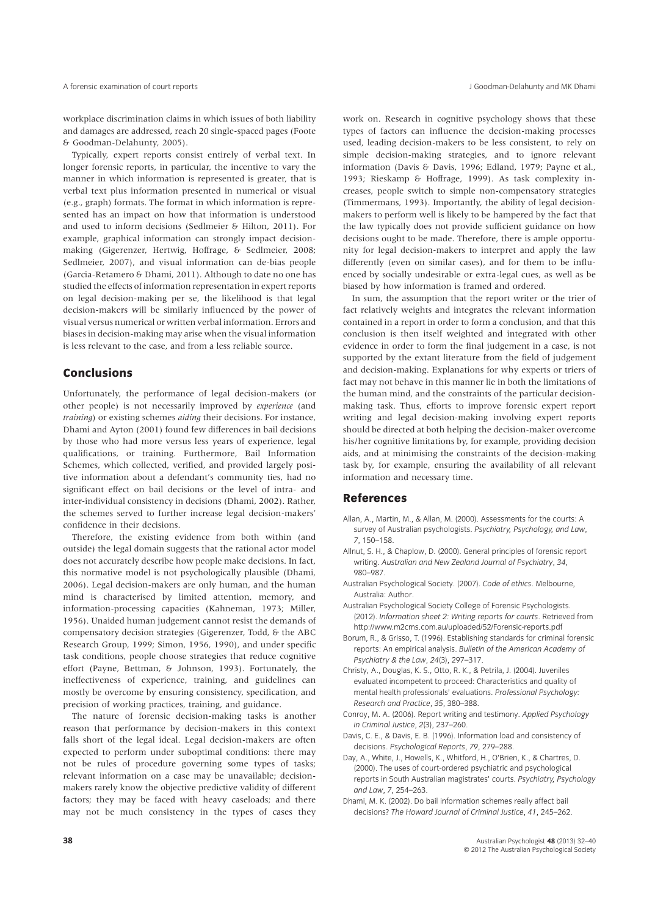workplace discrimination claims in which issues of both liability and damages are addressed, reach 20 single-spaced pages (Foote & Goodman-Delahunty, 2005).

Typically, expert reports consist entirely of verbal text. In longer forensic reports, in particular, the incentive to vary the manner in which information is represented is greater, that is verbal text plus information presented in numerical or visual (e.g., graph) formats. The format in which information is represented has an impact on how that information is understood and used to inform decisions (Sedlmeier & Hilton, 2011). For example, graphical information can strongly impact decision-making (Gigerenzer, Hertwig, Hoffrage, & Sedlmeier, 2008; Sedlmeier, 2007), and visual information can de-bias people (Garcia-Retamero & Dhami, 2011). Although to date no one has studied the effects of information representation in expert reports on legal decision-making per se, the likelihood is that legal decision-makers will be similarly influenced by the power of visual versus numerical or written verbal information. Errors and biases in decision-making may arise when the visual information is less relevant to the case, and from a less reliable source.

## Conclusions

Unfortunately, the performance of legal decision-makers (or other people) is not necessarily improved by *experience* (and *training*) or existing schemes *aiding* their decisions. For instance, Dhami and Ayton (2001) found few differences in bail decisions by those who had more versus less years of experience, legal qualifications, or training. Furthermore, Bail Information Schemes, which collected, verified, and provided largely positive information about a defendant's community ties, had no significant effect on bail decisions or the level of intra- and inter-individual consistency in decisions (Dhami, 2002). Rather, the schemes served to further increase legal decision-makers' confidence in their decisions.

Therefore, the existing evidence from both within (and outside) the legal domain suggests that the rational actor model does not accurately describe how people make decisions. In fact, this normative model is not psychologically plausible (Dhami, 2006). Legal decision-makers are only human, and the human mind is characterised by limited attention, memory, and information-processing capacities (Kahneman, 1973; Miller, 1956). Unaided human judgement cannot resist the demands of compensatory decision strategies (Gigerenzer, Todd, & the ABC Research Group, 1999; Simon, 1956, 1990), and under specific task conditions, people choose strategies that reduce cognitive effort (Payne, Bettman, & Johnson, 1993). Fortunately, the ineffectiveness of experience, training, and guidelines can mostly be overcome by ensuring consistency, specification, and precision of working practices, training, and guidance.

The nature of forensic decision-making tasks is another reason that performance by decision-makers in this context falls short of the legal ideal. Legal decision-makers are often expected to perform under suboptimal conditions: there may not be rules of procedure governing some types of tasks; relevant information on a case may be unavailable; decision-makers rarely know the objective predictive validity of different factors; they may be faced with heavy caseloads; and there may not be much consistency in the types of cases they work on. Research in cognitive psychology shows that these types of factors can influence the decision-making processes used, leading decision-makers to be less consistent, to rely on simple decision-making strategies, and to ignore relevant information (Davis & Davis, 1996; Edland, 1979; Payne et al., 1993; Rieskamp & Hoffrage, 1999). As task complexity increases, people switch to simple non-compensatory strategies (Timmermans, 1993). Importantly, the ability of legal decision-makers to perform well is likely to be hampered by the fact that the law typically does not provide sufficient guidance on how decisions ought to be made. Therefore, there is ample opportunity for legal decision-makers to interpret and apply the law differently (even on similar cases), and for them to be influenced by socially undesirable or extra-legal cues, as well as be biased by how information is framed and ordered.

In sum, the assumption that the report writer or the trier of fact relatively weights and integrates the relevant information contained in a report in order to form a conclusion, and that this conclusion is then itself weighted and integrated with other evidence in order to form the final judgement in a case, is not supported by the extant literature from the field of judgement and decision-making. Explanations for why experts or triers of fact may not behave in this manner lie in both the limitations of the human mind, and the constraints of the particular decision-making task. Thus, efforts to improve forensic expert report writing and legal decision-making involving expert reports should be directed at both helping the decision-maker overcome his/her cognitive limitations by, for example, providing decision aids, and at minimising the constraints of the decision-making task by, for example, ensuring the availability of all relevant information and necessary time.

## References

Allan, A., Martin, M., & Allan, M. (2000). Assessments for the courts: A survey of Australian psychologists. *Psychiatry, Psychology, and Law*, *7*, 150–158.

Allnut, S. H., & Chaplow, D. (2000). General principles of forensic report writing. *Australian and New Zealand Journal of Psychiatry*, *34*, 980–987.

Australian Psychological Society. (2007). *Code of ethics*. Melbourne, Australia: Author.

Australian Psychological Society College of Forensic Psychologists. (2012). *Information sheet 2: Writing reports for courts*. Retrieved from http://www.m2cms.com.au/uploaded/52/Forensic-reports.pdf

Borum, R., & Grisso, T. (1996). Establishing standards for criminal forensic reports: An empirical analysis. *Bulletin of the American Academy of Psychiatry & the Law*, *24*(3), 297–317.

Christy, A., Douglas, K. S., Otto, R. K., & Petrila, J. (2004). Juveniles evaluated incompetent to proceed: Characteristics and quality of mental health professionals' evaluations. *Professional Psychology: Research and Practice*, *35*, 380–388.

Conroy, M. A. (2006). Report writing and testimony. *Applied Psychology in Criminal Justice*, *2*(3), 237–260.

Davis, C. E., & Davis, E. B. (1996). Information load and consistency of decisions. *Psychological Reports*, *79*, 279–288.

Day, A., White, J., Howells, K., Whitford, H., O'Brien, K., & Chartres, D. (2000). The uses of court-ordered psychiatric and psychological reports in South Australian magistrates' courts. *Psychiatry, Psychology and Law*, *7*, 254–263.

Dhami, M. K. (2002). Do bail information schemes really affect bail decisions? *The Howard Journal of Criminal Justice*, *41*, 245–262.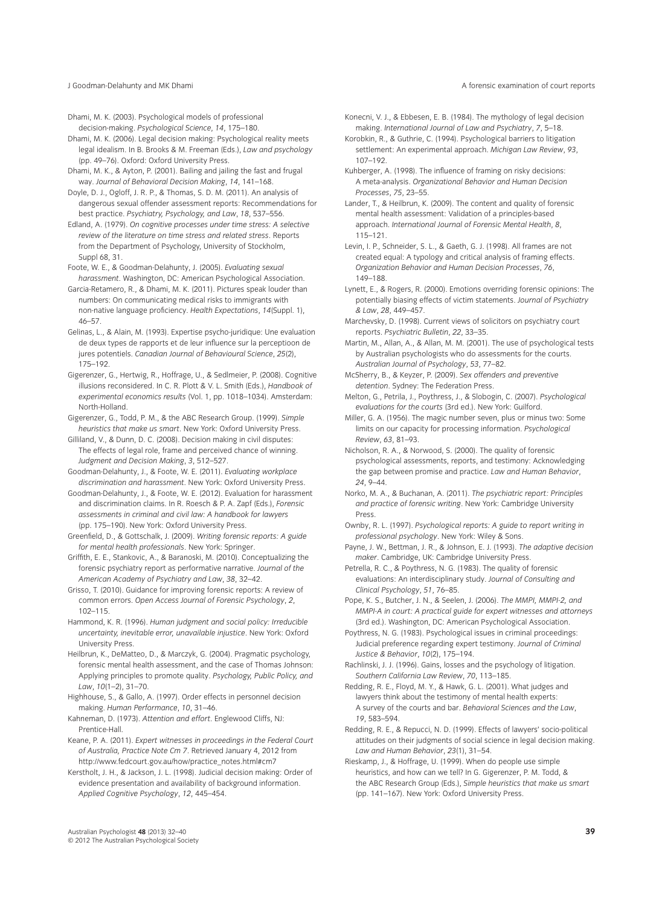Dhami, M. K. (2003). Psychological models of professional decision-making. *Psychological Science*, *14*, 175–180.

Dhami, M. K. (2006). Legal decision making: Psychological reality meets legal idealism. In B. Brooks & M. Freeman (Eds.), *Law and psychology* (pp. 49–76). Oxford: Oxford University Press.

Dhami, M. K., & Ayton, P. (2001). Bailing and jailing the fast and frugal way. *Journal of Behavioral Decision Making*, *14*, 141–168.

Doyle, D. J., Ogloff, J. R. P., & Thomas, S. D. M. (2011). An analysis of dangerous sexual offender assessment reports: Recommendations for best practice. *Psychiatry, Psychology, and Law*, *18*, 537–556.

Edland, A. (1979). *On cognitive processes under time stress: A selective review of the literature on time stress and related stress*. Reports from the Department of Psychology, University of Stockholm, Suppl 68, 31.

Foote, W. E., & Goodman-Delahunty, J. (2005). *Evaluating sexual harassment*. Washington, DC: American Psychological Association.

Garcia-Retamero, R., & Dhami, M. K. (2011). Pictures speak louder than numbers: On communicating medical risks to immigrants with non-native language proficiency. *Health Expectations*, *14*(Suppl. 1), 46–57.

Gelinas, L., & Alain, M. (1993). Expertise psycho-juridique: Une evaluation de deux types de rapports et de leur influence sur la perceptioon de jures potentiels. *Canadian Journal of Behavioural Science*, *25*(2), 175–192.

Gigerenzer, G., Hertwig, R., Hoffrage, U., & Sedlmeier, P. (2008). Cognitive illusions reconsidered. In C. R. Plott & V. L. Smith (Eds.), *Handbook of experimental economics results* (Vol. 1, pp. 1018–1034). Amsterdam: North-Holland.

Gigerenzer, G., Todd, P. M., & the ABC Research Group. (1999). *Simple heuristics that make us smart*. New York: Oxford University Press.

Gilliland, V., & Dunn, D. C. (2008). Decision making in civil disputes: The effects of legal role, frame and perceived chance of winning. *Judgment and Decision Making*, *3*, 512–527.

Goodman-Delahunty, J., & Foote, W. E. (2011). *Evaluating workplace discrimination and harassment*. New York: Oxford University Press.

Goodman-Delahunty, J., & Foote, W. E. (2012). Evaluation for harassment and discrimination claims. In R. Roesch & P. A. Zapf (Eds.), *Forensic assessments in criminal and civil law: A handbook for lawyers* (pp. 175–190). New York: Oxford University Press.

Greenfield, D., & Gottschalk, J. (2009). *Writing forensic reports: A guide for mental health professionals*. New York: Springer.

Griffith, E. E., Stankovic, A., & Baranoski, M. (2010). Conceptualizing the forensic psychiatry report as performative narrative. *Journal of the American Academy of Psychiatry and Law*, *38*, 32–42.

Grisso, T. (2010). Guidance for improving forensic reports: A review of common errors. *Open Access Journal of Forensic Psychology*, *2*, 102–115.

Hammond, K. R. (1996). *Human judgment and social policy: Irreducible uncertainty, inevitable error, unavailable injustice*. New York: Oxford University Press.

Heilbrun, K., DeMatteo, D., & Marczyk, G. (2004). Pragmatic psychology, forensic mental health assessment, and the case of Thomas Johnson: Applying principles to promote quality. *Psychology, Public Policy, and Law*, *10*(1–2), 31–70.

Highhouse, S., & Gallo, A. (1997). Order effects in personnel decision making. *Human Performance*, *10*, 31–46.

Kahneman, D. (1973). *Attention and effort*. Englewood Cliffs, NJ: Prentice-Hall.

Keane, P. A. (2011). *Expert witnesses in proceedings in the Federal Court of Australia, Practice Note Cm 7*. Retrieved January 4, 2012 from http://www.fedcourt.gov.au/how/practice_notes.html#cm7

Kerstholt, J. H., & Jackson, J. L. (1998). Judicial decision making: Order of evidence presentation and availability of background information. *Applied Cognitive Psychology*, *12*, 445–454.

Konecni, V. J., & Ebbesen, E. B. (1984). The mythology of legal decision making. *International Journal of Law and Psychiatry*, *7*, 5–18.

Korobkin, R., & Guthrie, C. (1994). Psychological barriers to litigation settlement: An experimental approach. *Michigan Law Review*, *93*, 107–192.

Kuhberger, A. (1998). The influence of framing on risky decisions: A meta-analysis. *Organizational Behavior and Human Decision Processes*, *75*, 23–55.

Lander, T., & Heilbrun, K. (2009). The content and quality of forensic mental health assessment: Validation of a principles-based approach. *International Journal of Forensic Mental Health*, *8*, 115–121.

Levin, I. P., Schneider, S. L., & Gaeth, G. J. (1998). All frames are not created equal: A typology and critical analysis of framing effects. *Organization Behavior and Human Decision Processes*, *76*, 149–188.

Lynett, E., & Rogers, R. (2000). Emotions overriding forensic opinions: The potentially biasing effects of victim statements. *Journal of Psychiatry & Law*, *28*, 449–457.

Marchevsky, D. (1998). Current views of solicitors on psychiatry court reports. *Psychiatric Bulletin*, *22*, 33–35.

Martin, M., Allan, A., & Allan, M. M. (2001). The use of psychological tests by Australian psychologists who do assessments for the courts. *Australian Journal of Psychology*, *53*, 77–82.

McSherry, B., & Keyzer, P. (2009). *Sex offenders and preventive detention*. Sydney: The Federation Press.

Melton, G., Petrila, J., Poythress, J., & Slobogin, C. (2007). *Psychological evaluations for the courts* (3rd ed.). New York: Guilford.

Miller, G. A. (1956). The magic number seven, plus or minus two: Some limits on our capacity for processing information. *Psychological Review*, *63*, 81–93.

Nicholson, R. A., & Norwood, S. (2000). The quality of forensic psychological assessments, reports, and testimony: Acknowledging the gap between promise and practice. *Law and Human Behavior*, *24*, 9–44.

Norko, M. A., & Buchanan, A. (2011). *The psychiatric report: Principles and practice of forensic writing*. New York: Cambridge University Press.

Ownby, R. L. (1997). *Psychological reports: A guide to report writing in professional psychology*. New York: Wiley & Sons.

Payne, J. W., Bettman, J. R., & Johnson, E. J. (1993). *The adaptive decision maker*. Cambridge, UK: Cambridge University Press.

Petrella, R. C., & Poythress, N. G. (1983). The quality of forensic evaluations: An interdisciplinary study. *Journal of Consulting and Clinical Psychology*, *51*, 76–85.

Pope, K. S., Butcher, J. N., & Seelen, J. (2006). *The MMPI, MMPI-2, and MMPI-A in court: A practical guide for expert witnesses and attorneys* (3rd ed.). Washington, DC: American Psychological Association.

Poythress, N. G. (1983). Psychological issues in criminal proceedings: Judicial preference regarding expert testimony. *Journal of Criminal Justice & Behavior*, *10*(2), 175–194.

Rachlinski, J. J. (1996). Gains, losses and the psychology of litigation. *Southern California Law Review*, *70*, 113–185.

Redding, R. E., Floyd, M. Y., & Hawk, G. L. (2001). What judges and lawyers think about the testimony of mental health experts: A survey of the courts and bar. *Behavioral Sciences and the Law*, *19*, 583–594.

Redding, R. E., & Repucci, N. D. (1999). Effects of lawyers' socio-political attitudes on their judgments of social science in legal decision making. *Law and Human Behavior*, *23*(1), 31–54.

Rieskamp, J., & Hoffrage, U. (1999). When do people use simple heuristics, and how can we tell? In G. Gigerenzer, P. M. Todd, & the ABC Research Group (Eds.), *Simple heuristics that make us smart* (pp. 141–167). New York: Oxford University Press.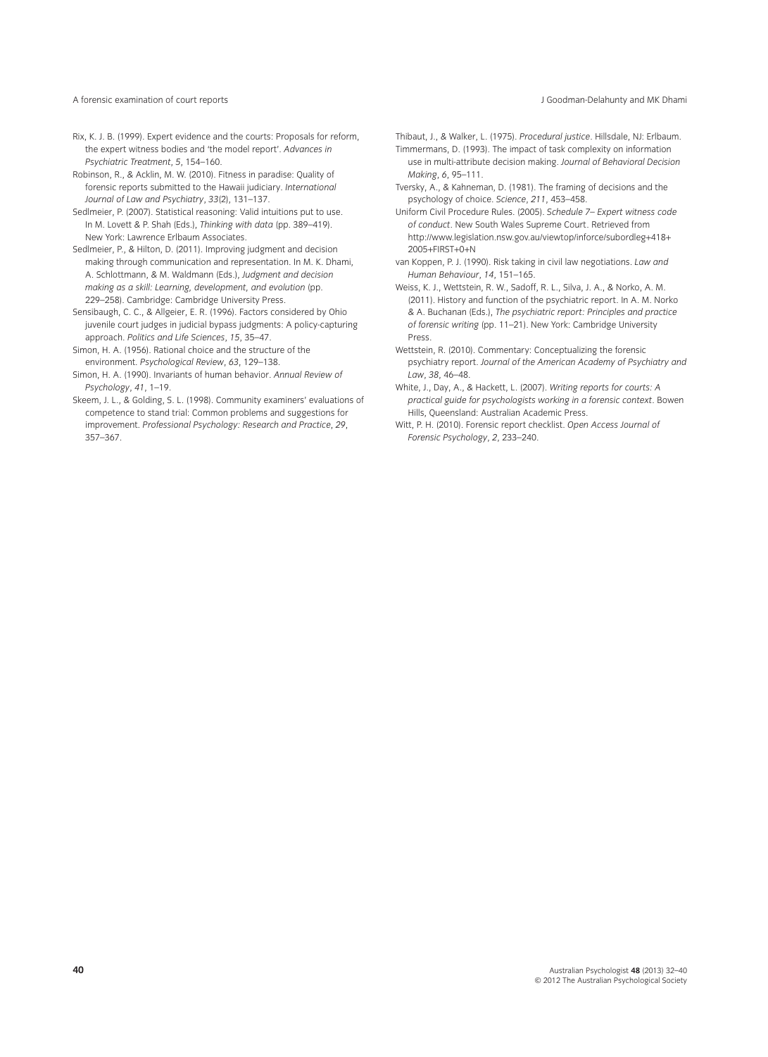Rix, K. J. B. (1999). Expert evidence and the courts: Proposals for reform, the expert witness bodies and 'the model report'. *Advances in Psychiatric Treatment*, *5*, 154–160.

Robinson, R., & Acklin, M. W. (2010). Fitness in paradise: Quality of forensic reports submitted to the Hawaii judiciary. *International Journal of Law and Psychiatry*, *33*(2), 131–137.

Sedlmeier, P. (2007). Statistical reasoning: Valid intuitions put to use. In M. Lovett & P. Shah (Eds.), *Thinking with data* (pp. 389–419). New York: Lawrence Erlbaum Associates.

Sedlmeier, P., & Hilton, D. (2011). Improving judgment and decision making through communication and representation. In M. K. Dhami, A. Schlottmann, & M. Waldmann (Eds.), *Judgment and decision making as a skill: Learning, development, and evolution* (pp. 229–258). Cambridge: Cambridge University Press.

Sensibaugh, C. C., & Allgeier, E. R. (1996). Factors considered by Ohio juvenile court judges in judicial bypass judgments: A policy-capturing approach. *Politics and Life Sciences*, *15*, 35–47.

Simon, H. A. (1956). Rational choice and the structure of the environment. *Psychological Review*, *63*, 129–138.

Simon, H. A. (1990). Invariants of human behavior. *Annual Review of Psychology*, *41*, 1–19.

Skeem, J. L., & Golding, S. L. (1998). Community examiners' evaluations of competence to stand trial: Common problems and suggestions for improvement. *Professional Psychology: Research and Practice*, *29*, 357–367.

Thibaut, J., & Walker, L. (1975). *Procedural justice*. Hillsdale, NJ: Erlbaum.

Timmermans, D. (1993). The impact of task complexity on information use in multi-attribute decision making. *Journal of Behavioral Decision Making*, *6*, 95–111.

Tversky, A., & Kahneman, D. (1981). The framing of decisions and the psychology of choice. *Science*, *211*, 453–458.

Uniform Civil Procedure Rules. (2005). *Schedule 7– Expert witness code of conduct*. New South Wales Supreme Court. Retrieved from http://www.legislation.nsw.gov.au/viewtop/inforce/subordleg+418+2005+FIRST+0+N

van Koppen, P. J. (1990). Risk taking in civil law negotiations. *Law and Human Behaviour*, *14*, 151–165.

Weiss, K. J., Wettstein, R. W., Sadoff, R. L., Silva, J. A., & Norko, A. M. (2011). History and function of the psychiatric report. In A. M. Norko & A. Buchanan (Eds.), *The psychiatric report: Principles and practice of forensic writing* (pp. 11–21). New York: Cambridge University Press.

Wettstein, R. (2010). Commentary: Conceptualizing the forensic psychiatry report. *Journal of the American Academy of Psychiatry and Law*, *38*, 46–48.

White, J., Day, A., & Hackett, L. (2007). *Writing reports for courts: A practical guide for psychologists working in a forensic context*. Bowen Hills, Queensland: Australian Academic Press.

Witt, P. H. (2010). Forensic report checklist. *Open Access Journal of Forensic Psychology*, *2*, 233–240.